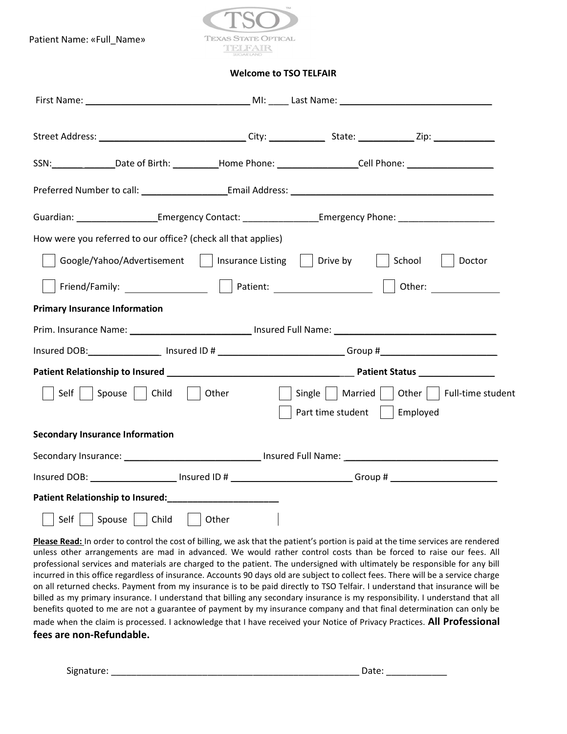Patient Name: «Full_Name»

TSO
TEXAS STATE OPTICAL
TELFAIR
SUGAR LAND

**Welcome to TSO TELFAIR**

First Name: ______________________________ MI: ____ Last Name: ______________________________

Street Address: ____________________________ City: ___________ State: ___________ Zip: ____________

SSN:____________Date of Birth: _________Home Phone: ________________Cell Phone: _________________

Preferred Number to call: _________________Email Address: _________________________________________

Guardian: ________________Emergency Contact: _______________Emergency Phone: ___________________

How were you referred to our office? (check all that applies)

☐ Google/Yahoo/Advertisement ☐ Insurance Listing ☐ Drive by ☐ School ☐ Doctor

☐ Friend/Family: ________________ ☐ Patient: ___________________ ☐ Other: ______________

**Primary Insurance Information**

Prim. Insurance Name: ________________________ Insured Full Name: ________________________________

Insured DOB:______________ Insured ID # _________________________ Group #_______________________

**Patient Relationship to Insured** ____________________________________ **Patient Status** _______________

☐ Self ☐ Spouse ☐ Child ☐ Other

☐ Single ☐ Married ☐ Other ☐ Full-time student ☐ Part time student ☐ Employed

**Secondary Insurance Information**

Secondary Insurance: ___________________________ Insured Full Name: ______________________________

Insured DOB: _________________ Insured ID # ________________________ Group # _____________________

**Patient Relationship to Insured:**______________________

☐ Self ☐ Spouse ☐ Child ☐ Other

**Please Read:** In order to control the cost of billing, we ask that the patient's portion is paid at the time services are rendered unless other arrangements are mad in advanced. We would rather control costs than be forced to raise our fees. All professional services and materials are charged to the patient. The undersigned with ultimately be responsible for any bill incurred in this office regardless of insurance. Accounts 90 days old are subject to collect fees. There will be a service charge on all returned checks. Payment from my insurance is to be paid directly to TSO Telfair. I understand that insurance will be billed as my primary insurance. I understand that billing any secondary insurance is my responsibility. I understand that all benefits quoted to me are not a guarantee of payment by my insurance company and that final determination can only be made when the claim is processed. I acknowledge that I have received your Notice of Privacy Practices. **All Professional fees are non-Refundable.**

Signature: __________________________________________________ Date: ____________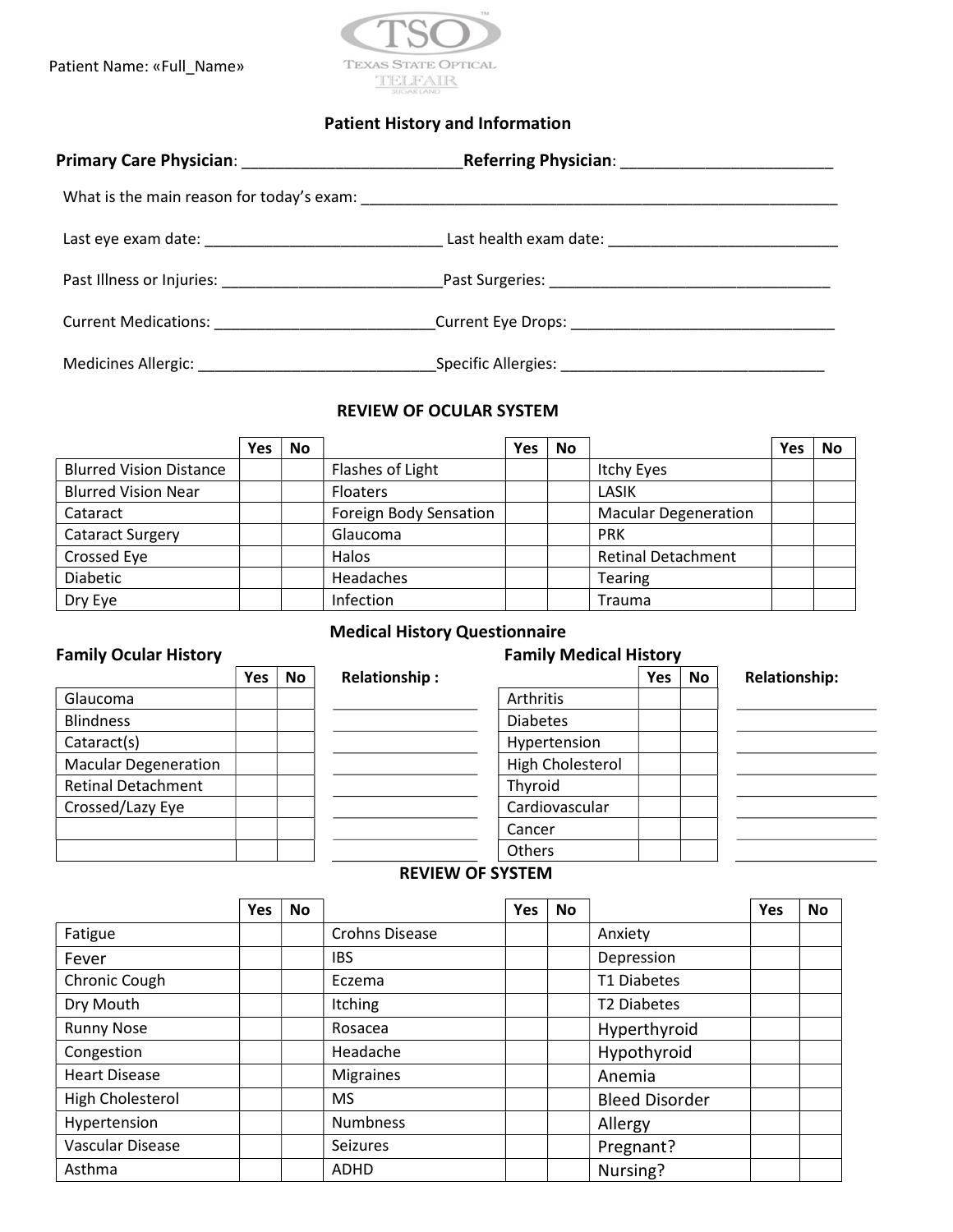Patient Name: «Full_Name»

TSO
TEXAS STATE OPTICAL
TELFAIR
SUGAR LAND

## Patient History and Information

**Primary Care Physician**: _________________________ **Referring Physician**: ________________________

What is the main reason for today's exam: ___________________________________________________________

Last eye exam date: ____________________________ Last health exam date: ___________________________

Past Illness or Injuries: __________________________ Past Surgeries: __________________________________

Current Medications: __________________________ Current Eye Drops: _______________________________

Medicines Allergic: ____________________________ Specific Allergies: _______________________________

### REVIEW OF OCULAR SYSTEM

| | Yes | No | | Yes | No | | Yes | No |
|---|---|---|---|---|---|---|---|---|
| Blurred Vision Distance | | | Flashes of Light | | | Itchy Eyes | | |
| Blurred Vision Near | | | Floaters | | | LASIK | | |
| Cataract | | | Foreign Body Sensation | | | Macular Degeneration | | |
| Cataract Surgery | | | Glaucoma | | | PRK | | |
| Crossed Eye | | | Halos | | | Retinal Detachment | | |
| Diabetic | | | Headaches | | | Tearing | | |
| Dry Eye | | | Infection | | | Trauma | | |

### Medical History Questionnaire

**Family Ocular History**

| | Yes | No | Relationship : |
|---|---|---|---|
| Glaucoma | | | |
| Blindness | | | |
| Cataract(s) | | | |
| Macular Degeneration | | | |
| Retinal Detachment | | | |
| Crossed/Lazy Eye | | | |
| | | | |
| | | | |

**Family Medical History**

| | Yes | No | Relationship: |
|---|---|---|---|
| Arthritis | | | |
| Diabetes | | | |
| Hypertension | | | |
| High Cholesterol | | | |
| Thyroid | | | |
| Cardiovascular | | | |
| Cancer | | | |
| Others | | | |

### REVIEW OF SYSTEM

| | Yes | No | | Yes | No | | Yes | No |
|---|---|---|---|---|---|---|---|---|
| Fatigue | | | Crohns Disease | | | Anxiety | | |
| Fever | | | IBS | | | Depression | | |
| Chronic Cough | | | Eczema | | | T1 Diabetes | | |
| Dry Mouth | | | Itching | | | T2 Diabetes | | |
| Runny Nose | | | Rosacea | | | Hyperthyroid | | |
| Congestion | | | Headache | | | Hypothyroid | | |
| Heart Disease | | | Migraines | | | Anemia | | |
| High Cholesterol | | | MS | | | Bleed Disorder | | |
| Hypertension | | | Numbness | | | Allergy | | |
| Vascular Disease | | | Seizures | | | Pregnant? | | |
| Asthma | | | ADHD | | | Nursing? | | |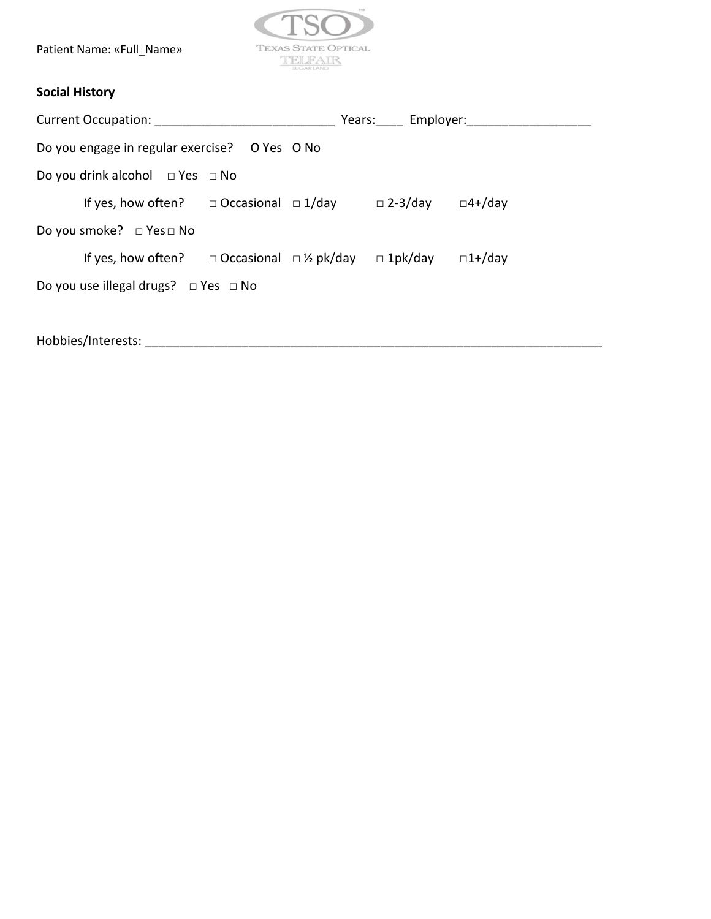Patient Name: «Full_Name»

TSO
Texas State Optical
Telfair
Sugar Land

**Social History**

Current Occupation: __________________________ Years:____ Employer:_________________

Do you engage in regular exercise? O Yes O No

Do you drink alcohol □ Yes □ No

If yes, how often? □ Occasional □ 1/day □ 2-3/day □4+/day

Do you smoke? □ Yes □ No

If yes, how often? □ Occasional □ ½ pk/day □ 1pk/day □1+/day

Do you use illegal drugs? □ Yes □ No

Hobbies/Interests: ___________________________________________________________________